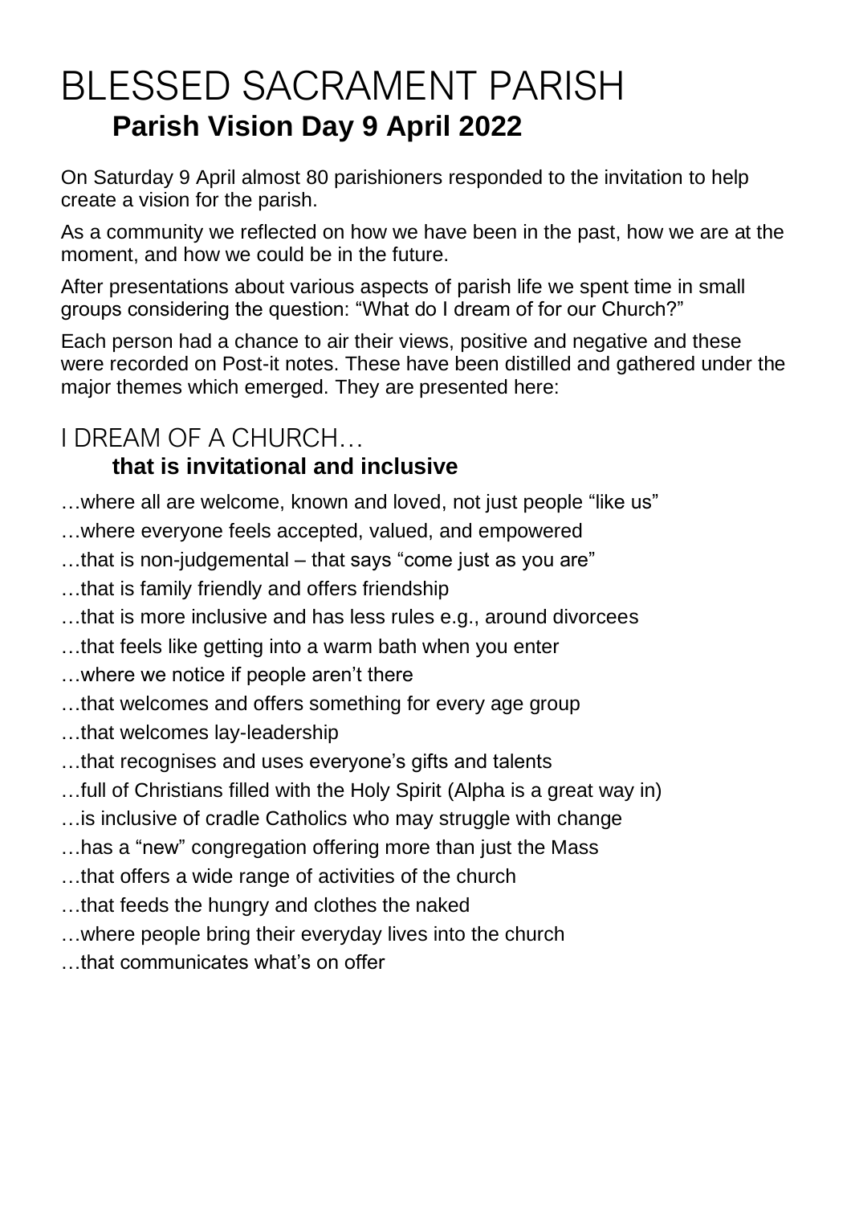# BLESSED SACRAMENT PARISH

## Parish Vision Day 9 April 2022

On Saturday 9 April almost 80 parishioners responded to the invitation to help create a vision for the parish.

As a community we reflected on how we have been in the past, how we are at the moment, and how we could be in the future.

After presentations about various aspects of parish life we spent time in small groups considering the question: "What do I dream of for our Church?"

Each person had a chance to air their views, positive and negative and these were recorded on Post-it notes. These have been distilled and gathered under the major themes which emerged. They are presented here:

# I DREAM OF A CHURCH…

## that is invitational and inclusive

…where all are welcome, known and loved, not just people "like us"

…where everyone feels accepted, valued, and empowered

…that is non-judgemental – that says "come just as you are"

…that is family friendly and offers friendship

…that is more inclusive and has less rules e.g., around divorcees

…that feels like getting into a warm bath when you enter

…where we notice if people aren't there

…that welcomes and offers something for every age group

…that welcomes lay-leadership

…that recognises and uses everyone's gifts and talents

…full of Christians filled with the Holy Spirit (Alpha is a great way in)

…is inclusive of cradle Catholics who may struggle with change

…has a "new" congregation offering more than just the Mass

…that offers a wide range of activities of the church

…that feeds the hungry and clothes the naked

…where people bring their everyday lives into the church

…that communicates what's on offer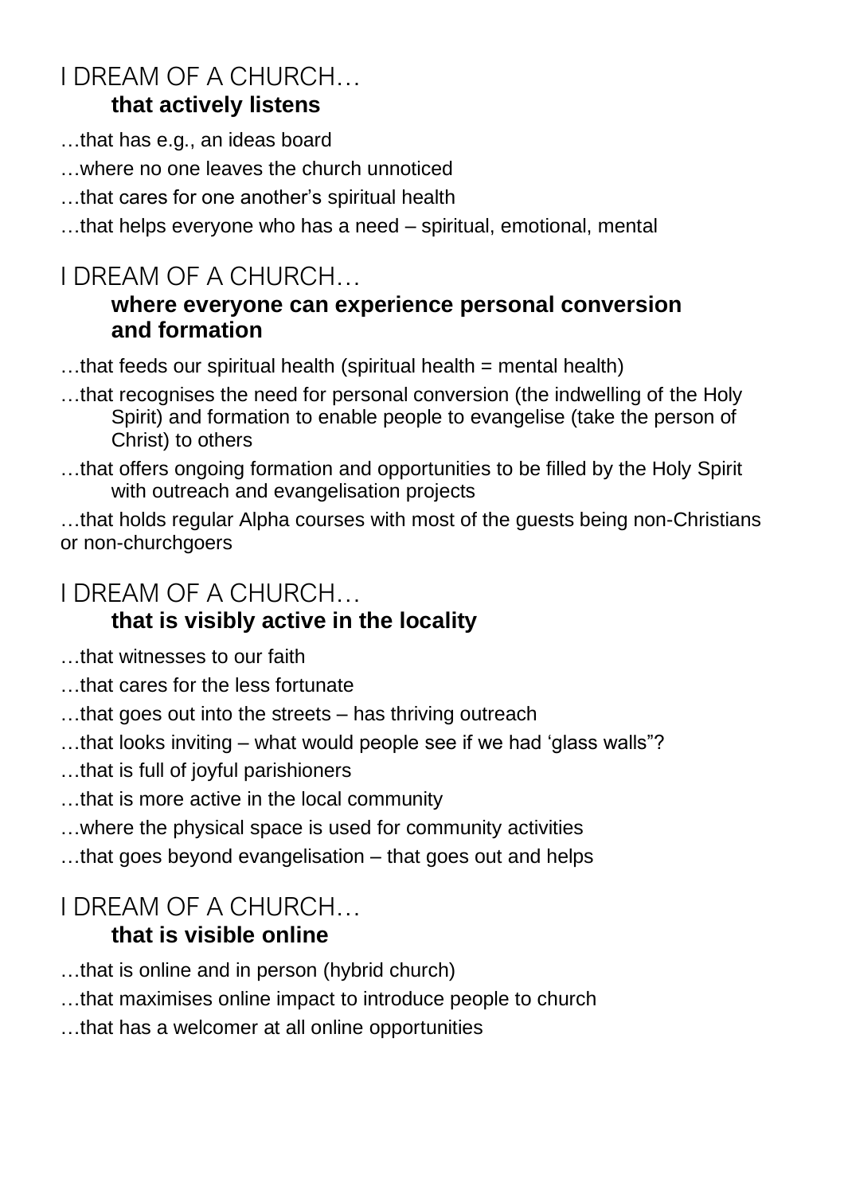## I DREAM OF A CHURCH…
### that actively listens

…that has e.g., an ideas board

…where no one leaves the church unnoticed

…that cares for one another’s spiritual health

…that helps everyone who has a need – spiritual, emotional, mental

## I DREAM OF A CHURCH…
### where everyone can experience personal conversion and formation

…that feeds our spiritual health (spiritual health = mental health)

…that recognises the need for personal conversion (the indwelling of the Holy Spirit) and formation to enable people to evangelise (take the person of Christ) to others

…that offers ongoing formation and opportunities to be filled by the Holy Spirit with outreach and evangelisation projects

…that holds regular Alpha courses with most of the guests being non-Christians or non-churchgoers

## I DREAM OF A CHURCH…
### that is visibly active in the locality

…that witnesses to our faith

…that cares for the less fortunate

…that goes out into the streets – has thriving outreach

…that looks inviting – what would people see if we had ‘glass walls”?

…that is full of joyful parishioners

…that is more active in the local community

…where the physical space is used for community activities

…that goes beyond evangelisation – that goes out and helps

## I DREAM OF A CHURCH…
### that is visible online

…that is online and in person (hybrid church)

…that maximises online impact to introduce people to church

…that has a welcomer at all online opportunities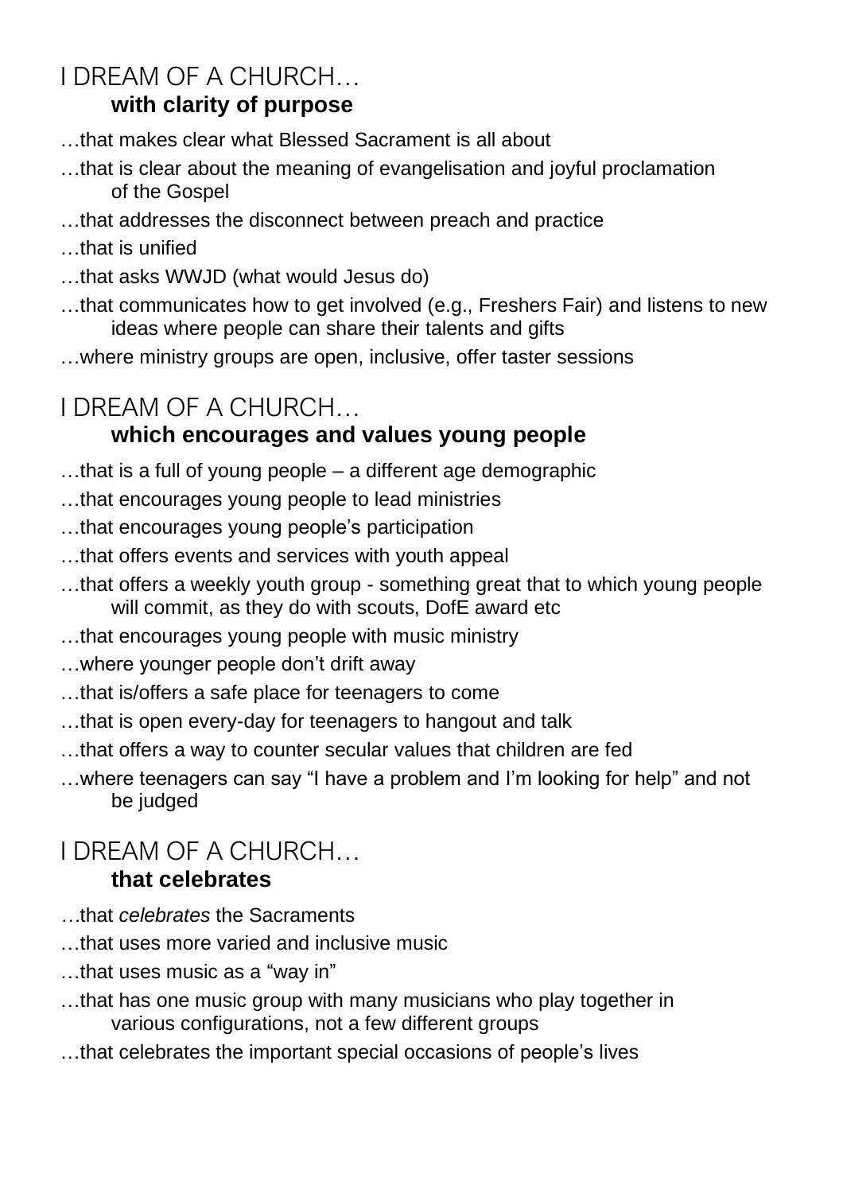## I DREAM OF A CHURCH…
### with clarity of purpose

…that makes clear what Blessed Sacrament is all about

…that is clear about the meaning of evangelisation and joyful proclamation of the Gospel

…that addresses the disconnect between preach and practice

…that is unified

…that asks WWJD (what would Jesus do)

…that communicates how to get involved (e.g., Freshers Fair) and listens to new ideas where people can share their talents and gifts

…where ministry groups are open, inclusive, offer taster sessions

## I DREAM OF A CHURCH…
### which encourages and values young people

…that is a full of young people – a different age demographic

…that encourages young people to lead ministries

…that encourages young people's participation

…that offers events and services with youth appeal

…that offers a weekly youth group - something great that to which young people will commit, as they do with scouts, DofE award etc

…that encourages young people with music ministry

…where younger people don't drift away

…that is/offers a safe place for teenagers to come

…that is open every-day for teenagers to hangout and talk

…that offers a way to counter secular values that children are fed

…where teenagers can say "I have a problem and I'm looking for help" and not be judged

## I DREAM OF A CHURCH…
### that celebrates

…that *celebrates* the Sacraments

…that uses more varied and inclusive music

…that uses music as a "way in"

…that has one music group with many musicians who play together in various configurations, not a few different groups

…that celebrates the important special occasions of people's lives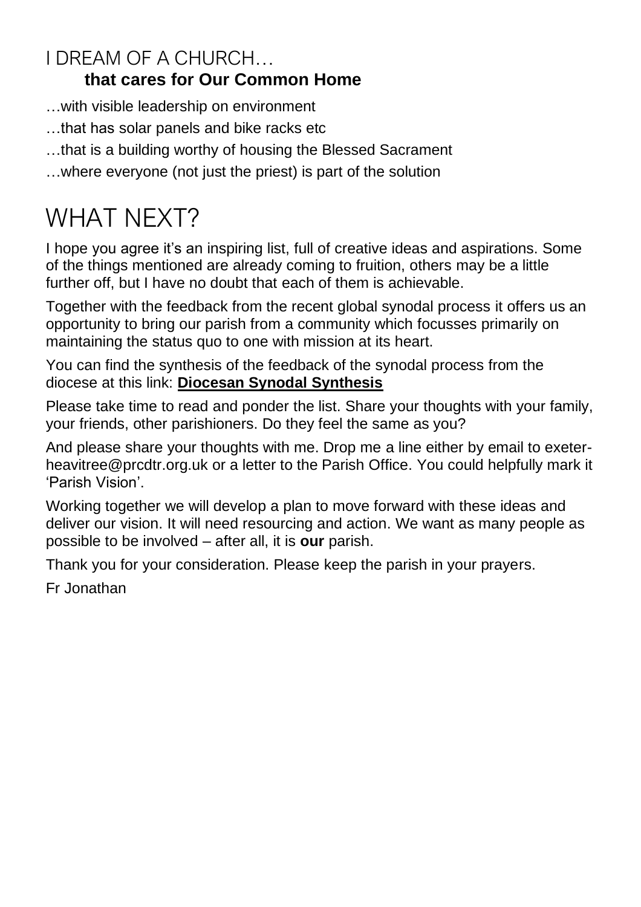## I DREAM OF A CHURCH…

### that cares for Our Common Home

…with visible leadership on environment

…that has solar panels and bike racks etc

…that is a building worthy of housing the Blessed Sacrament

…where everyone (not just the priest) is part of the solution

# WHAT NEXT?

I hope you agree it's an inspiring list, full of creative ideas and aspirations. Some of the things mentioned are already coming to fruition, others may be a little further off, but I have no doubt that each of them is achievable.

Together with the feedback from the recent global synodal process it offers us an opportunity to bring our parish from a community which focusses primarily on maintaining the status quo to one with mission at its heart.

You can find the synthesis of the feedback of the synodal process from the diocese at this link: **Diocesan Synodal Synthesis**

Please take time to read and ponder the list. Share your thoughts with your family, your friends, other parishioners. Do they feel the same as you?

And please share your thoughts with me. Drop me a line either by email to exeter-heavitree@prcdtr.org.uk or a letter to the Parish Office. You could helpfully mark it 'Parish Vision'.

Working together we will develop a plan to move forward with these ideas and deliver our vision. It will need resourcing and action. We want as many people as possible to be involved – after all, it is **our** parish.

Thank you for your consideration. Please keep the parish in your prayers.

Fr Jonathan